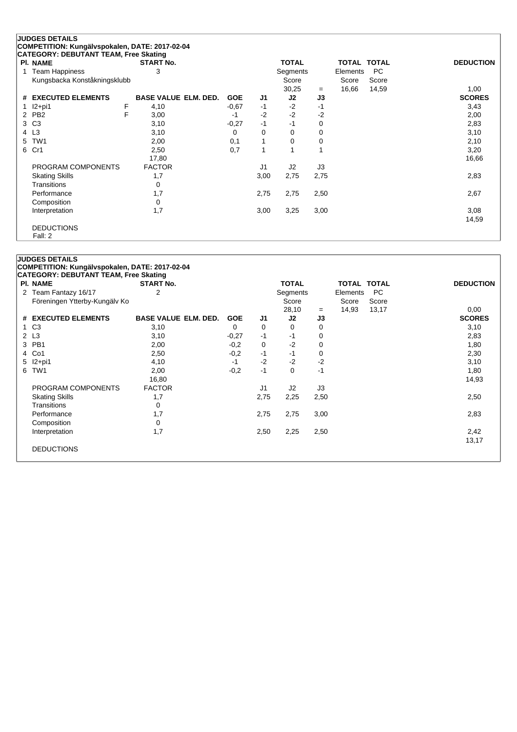**JUDGES DETAILS**
**COMPETITION: Kungälvspokalen, DATE: 2017-02-04**
**CATEGORY: DEBUTANT TEAM, Free Skating**

| Pl. | NAME | START No. | TOTAL Segments Score | = | TOTAL Elements Score | TOTAL PC Score | DEDUCTION |
|---|---|---|---|---|---|---|---|
| 1 | Team Happiness<br>Kungsbacka Konståkningsklubb | 3 | 30,25 | = | 16,66 | 14,59 | 1,00 |

| # | EXECUTED ELEMENTS | | BASE VALUE | ELM. DED. | GOE | J1 | J2 | J3 | SCORES |
|---|---|---|---|---|---|---|---|---|---|
| 1 | I2+pi1 | F | 4,10 | | -0,67 | -1 | -2 | -1 | 3,43 |
| 2 | PB2 | F | 3,00 | | -1 | -2 | -2 | -2 | 2,00 |
| 3 | C3 | | 3,10 | | -0,27 | -1 | -1 | 0 | 2,83 |
| 4 | L3 | | 3,10 | | 0 | 0 | 0 | 0 | 3,10 |
| 5 | TW1 | | 2,00 | | 0,1 | 1 | 0 | 0 | 2,10 |
| 6 | Cr1 | | 2,50 | | 0,7 | 1 | 1 | 1 | 3,20 |
| | | | 17,80 | | | | | | 16,66 |

| PROGRAM COMPONENTS | FACTOR | J1 | J2 | J3 | |
|---|---|---|---|---|---|
| Skating Skills | 1,7 | 3,00 | 2,75 | 2,75 | 2,83 |
| Transitions | 0 | | | | |
| Performance | 1,7 | 2,75 | 2,75 | 2,50 | 2,67 |
| Composition | 0 | | | | |
| Interpretation | 1,7 | 3,00 | 3,25 | 3,00 | 3,08 |
| | | | | | 14,59 |

DEDUCTIONS
Fall: 2

**JUDGES DETAILS**
**COMPETITION: Kungälvspokalen, DATE: 2017-02-04**
**CATEGORY: DEBUTANT TEAM, Free Skating**

| Pl. | NAME | START No. | TOTAL Segments Score | = | TOTAL Elements Score | TOTAL PC Score | DEDUCTION |
|---|---|---|---|---|---|---|---|
| 2 | Team Fantazy 16/17<br>Föreningen Ytterby-Kungälv Ko | 2 | 28,10 | = | 14,93 | 13,17 | 0,00 |

| # | EXECUTED ELEMENTS | BASE VALUE | ELM. DED. | GOE | J1 | J2 | J3 | SCORES |
|---|---|---|---|---|---|---|---|---|
| 1 | C3 | 3,10 | | 0 | 0 | 0 | 0 | 3,10 |
| 2 | L3 | 3,10 | | -0,27 | -1 | -1 | 0 | 2,83 |
| 3 | PB1 | 2,00 | | -0,2 | 0 | -2 | 0 | 1,80 |
| 4 | Co1 | 2,50 | | -0,2 | -1 | -1 | 0 | 2,30 |
| 5 | I2+pi1 | 4,10 | | -1 | -2 | -2 | -2 | 3,10 |
| 6 | TW1 | 2,00 | | -0,2 | -1 | 0 | -1 | 1,80 |
| | | 16,80 | | | | | | 14,93 |

| PROGRAM COMPONENTS | FACTOR | J1 | J2 | J3 | |
|---|---|---|---|---|---|
| Skating Skills | 1,7 | 2,75 | 2,25 | 2,50 | 2,50 |
| Transitions | 0 | | | | |
| Performance | 1,7 | 2,75 | 2,75 | 3,00 | 2,83 |
| Composition | 0 | | | | |
| Interpretation | 1,7 | 2,50 | 2,25 | 2,50 | 2,42 |
| | | | | | 13,17 |

DEDUCTIONS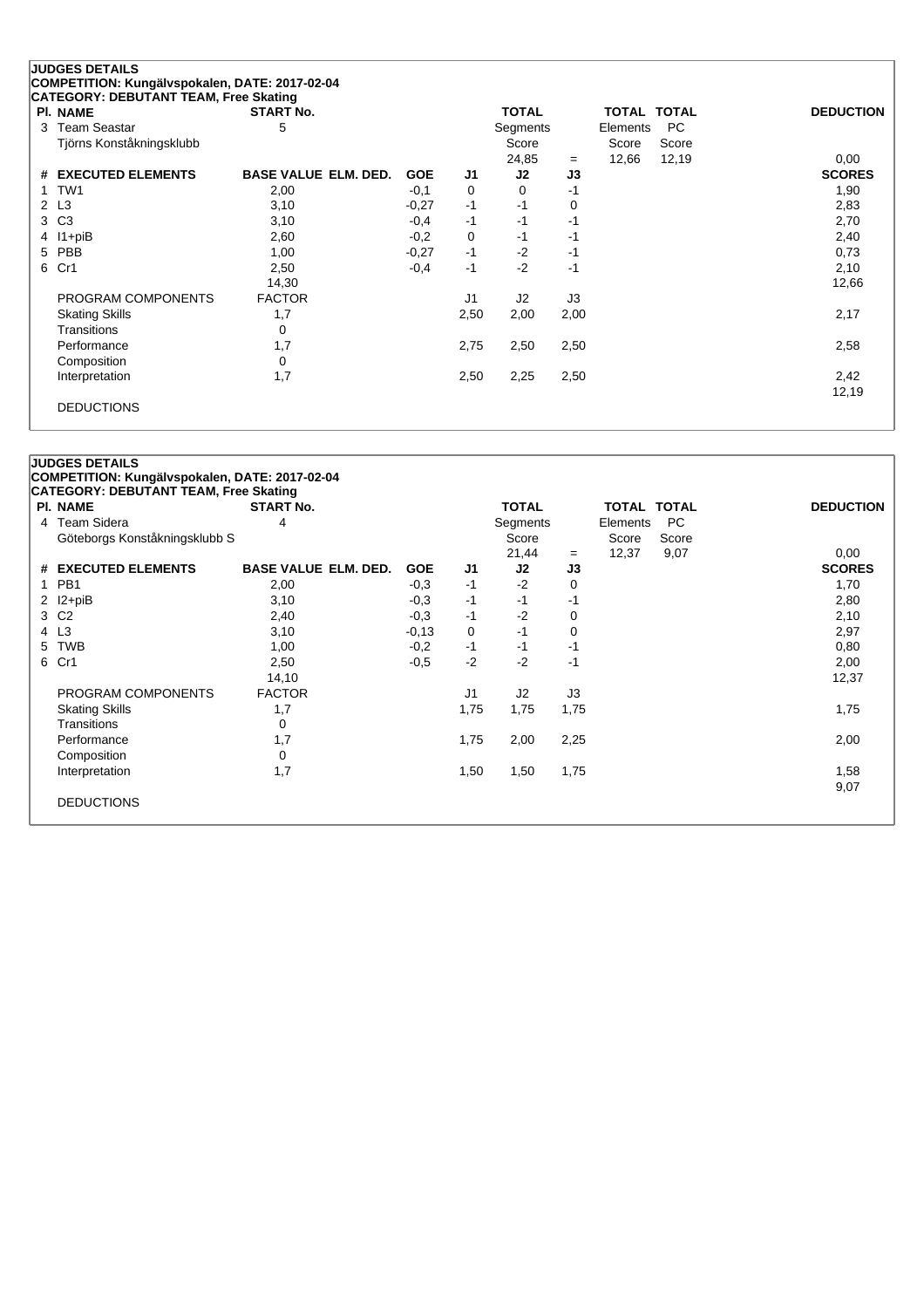## JUDGES DETAILS

**COMPETITION: Kungälvspokalen, DATE: 2017-02-04**
**CATEGORY: DEBUTANT TEAM, Free Skating**

| Pl. | NAME | START No. | TOTAL Segments Score | = | TOTAL Elements Score | TOTAL PC Score | DEDUCTION |
|---|---|---|---|---|---|---|---|
| 3 | Team Seastar<br>Tjörns Konståkningsklubb | 5 | 24,85 | = | 12,66 | 12,19 | 0,00 |

| # | EXECUTED ELEMENTS | BASE VALUE | ELM. DED. | GOE | J1 | J2 | J3 | SCORES |
|---|---|---|---|---|---|---|---|---|
| 1 | TW1 | 2,00 | | -0,1 | 0 | 0 | -1 | 1,90 |
| 2 | L3 | 3,10 | | -0,27 | -1 | -1 | 0 | 2,83 |
| 3 | C3 | 3,10 | | -0,4 | -1 | -1 | -1 | 2,70 |
| 4 | I1+piB | 2,60 | | -0,2 | 0 | -1 | -1 | 2,40 |
| 5 | PBB | 1,00 | | -0,27 | -1 | -2 | -1 | 0,73 |
| 6 | Cr1 | 2,50 | | -0,4 | -1 | -2 | -1 | 2,10 |
| | | 14,30 | | | | | | 12,66 |

| PROGRAM COMPONENTS | FACTOR | J1 | J2 | J3 | |
|---|---|---|---|---|---|
| Skating Skills | 1,7 | 2,50 | 2,00 | 2,00 | 2,17 |
| Transitions | 0 | | | | |
| Performance | 1,7 | 2,75 | 2,50 | 2,50 | 2,58 |
| Composition | 0 | | | | |
| Interpretation | 1,7 | 2,50 | 2,25 | 2,50 | 2,42 |
| | | | | | 12,19 |

DEDUCTIONS

## JUDGES DETAILS

**COMPETITION: Kungälvspokalen, DATE: 2017-02-04**
**CATEGORY: DEBUTANT TEAM, Free Skating**

| Pl. | NAME | START No. | TOTAL Segments Score | = | TOTAL Elements Score | TOTAL PC Score | DEDUCTION |
|---|---|---|---|---|---|---|---|
| 4 | Team Sidera<br>Göteborgs Konståkningsklubb S | 4 | 21,44 | = | 12,37 | 9,07 | 0,00 |

| # | EXECUTED ELEMENTS | BASE VALUE | ELM. DED. | GOE | J1 | J2 | J3 | SCORES |
|---|---|---|---|---|---|---|---|---|
| 1 | PB1 | 2,00 | | -0,3 | -1 | -2 | 0 | 1,70 |
| 2 | I2+piB | 3,10 | | -0,3 | -1 | -1 | -1 | 2,80 |
| 3 | C2 | 2,40 | | -0,3 | -1 | -2 | 0 | 2,10 |
| 4 | L3 | 3,10 | | -0,13 | 0 | -1 | 0 | 2,97 |
| 5 | TWB | 1,00 | | -0,2 | -1 | -1 | -1 | 0,80 |
| 6 | Cr1 | 2,50 | | -0,5 | -2 | -2 | -1 | 2,00 |
| | | 14,10 | | | | | | 12,37 |

| PROGRAM COMPONENTS | FACTOR | J1 | J2 | J3 | |
|---|---|---|---|---|---|
| Skating Skills | 1,7 | 1,75 | 1,75 | 1,75 | 1,75 |
| Transitions | 0 | | | | |
| Performance | 1,7 | 1,75 | 2,00 | 2,25 | 2,00 |
| Composition | 0 | | | | |
| Interpretation | 1,7 | 1,50 | 1,50 | 1,75 | 1,58 |
| | | | | | 9,07 |

DEDUCTIONS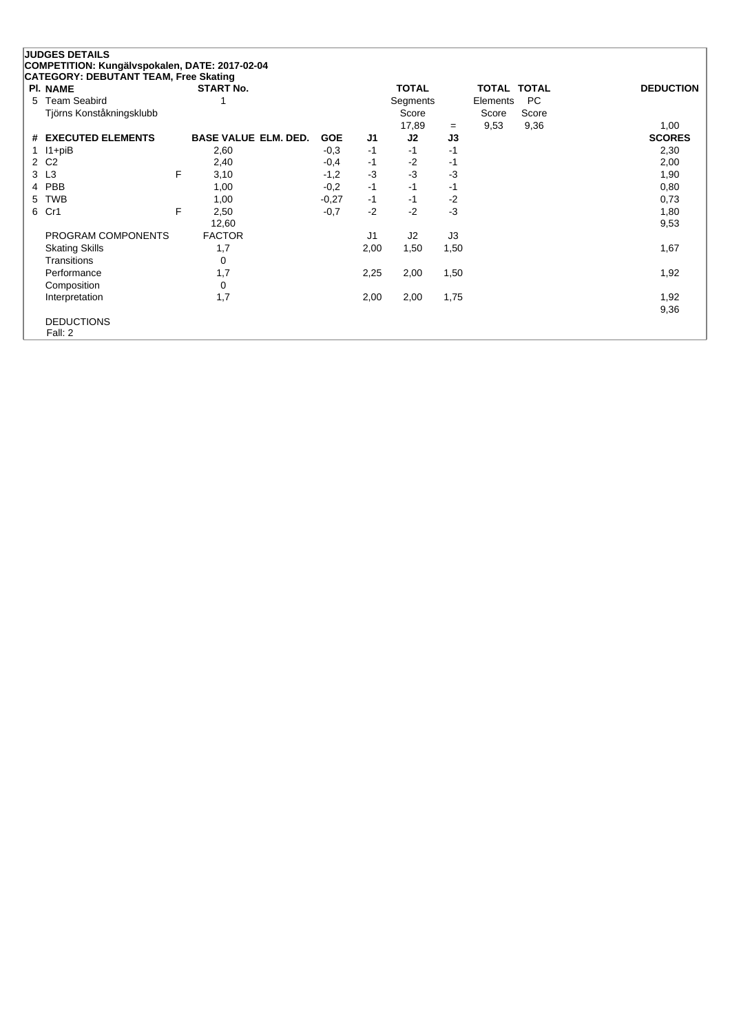**JUDGES DETAILS**
**COMPETITION: Kungälvspokalen, DATE: 2017-02-04**
**CATEGORY: DEBUTANT TEAM, Free Skating**

| Pl. | NAME | START No. | TOTAL Segments Score | | TOTAL Elements Score | TOTAL PC Score | DEDUCTION |
|---|---|---|---|---|---|---|---|
| 5 | Team Seabird<br>Tjörns Konståkningsklubb | 1 | 17,89 | = | 9,53 | 9,36 | 1,00 |

| # | EXECUTED ELEMENTS | | BASE VALUE | ELM. DED. | GOE | J1 | J2 | J3 | SCORES |
|---|---|---|---|---|---|---|---|---|---|
| 1 | I1+piB | | 2,60 | | -0,3 | -1 | -1 | -1 | 2,30 |
| 2 | C2 | | 2,40 | | -0,4 | -1 | -2 | -1 | 2,00 |
| 3 | L3 | F | 3,10 | | -1,2 | -3 | -3 | -3 | 1,90 |
| 4 | PBB | | 1,00 | | -0,2 | -1 | -1 | -1 | 0,80 |
| 5 | TWB | | 1,00 | | -0,27 | -1 | -1 | -2 | 0,73 |
| 6 | Cr1 | F | 2,50 | | -0,7 | -2 | -2 | -3 | 1,80 |
| | | | 12,60 | | | | | | 9,53 |

| PROGRAM COMPONENTS | FACTOR | J1 | J2 | J3 | |
|---|---|---|---|---|---|
| Skating Skills | 1,7 | 2,00 | 1,50 | 1,50 | 1,67 |
| Transitions | 0 | | | | |
| Performance | 1,7 | 2,25 | 2,00 | 1,50 | 1,92 |
| Composition | 0 | | | | |
| Interpretation | 1,7 | 2,00 | 2,00 | 1,75 | 1,92 |
| | | | | | 9,36 |

DEDUCTIONS
Fall: 2